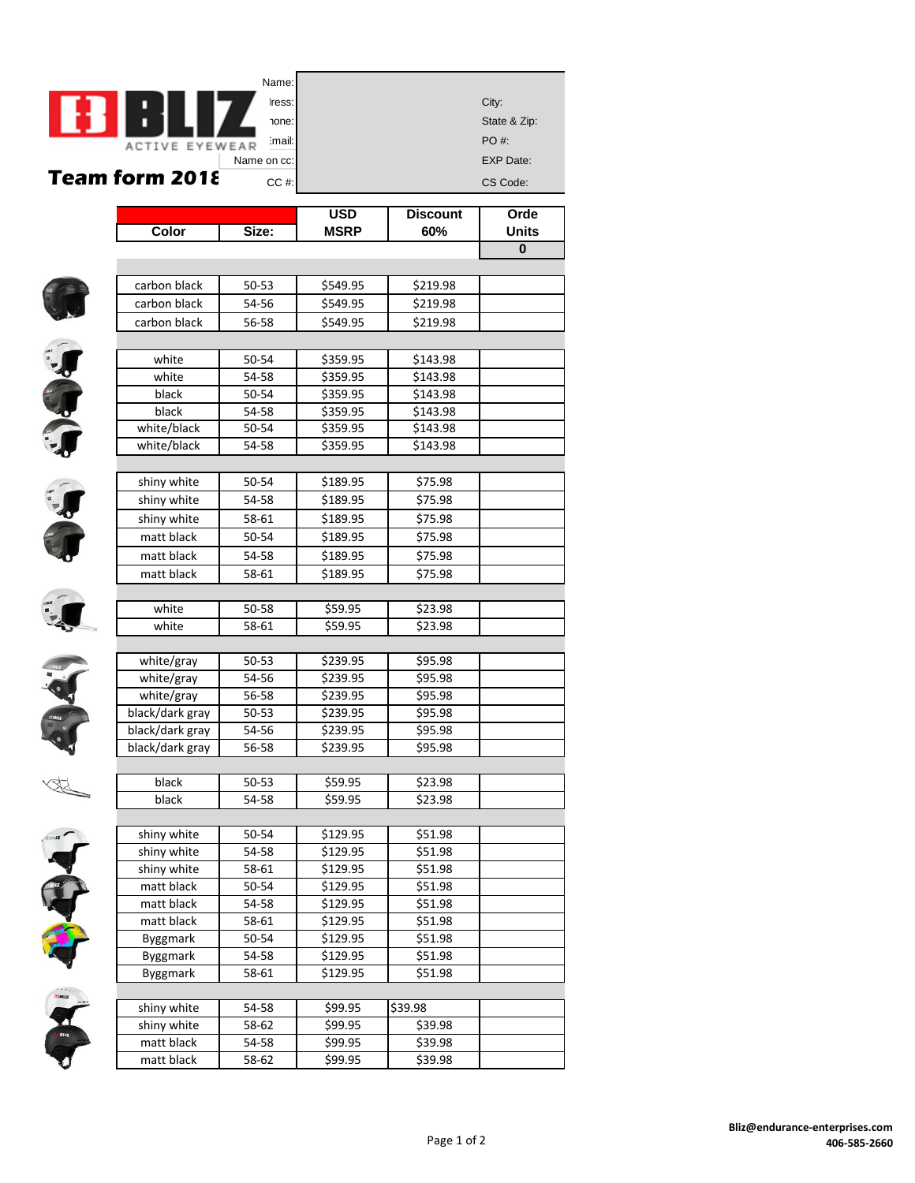BLIZ ACTIVE EYEWEAR

# Team form 2018

| Name: | | |
|---|---|---|
| Address: | | City: |
| Phone: | | State & Zip: |
| Email: | | PO #: |
| Name on cc: | | EXP Date: |
| CC #: | | CS Code: |

| Color | Size: | USD MSRP | Discount 60% | Order Units |
|---|---|---|---|---|
| | | | | 0 |
| carbon black | 50-53 | $549.95 | $219.98 | |
| carbon black | 54-56 | $549.95 | $219.98 | |
| carbon black | 56-58 | $549.95 | $219.98 | |
| | | | | |
| white | 50-54 | $359.95 | $143.98 | |
| white | 54-58 | $359.95 | $143.98 | |
| black | 50-54 | $359.95 | $143.98 | |
| black | 54-58 | $359.95 | $143.98 | |
| white/black | 50-54 | $359.95 | $143.98 | |
| white/black | 54-58 | $359.95 | $143.98 | |
| | | | | |
| shiny white | 50-54 | $189.95 | $75.98 | |
| shiny white | 54-58 | $189.95 | $75.98 | |
| shiny white | 58-61 | $189.95 | $75.98 | |
| matt black | 50-54 | $189.95 | $75.98 | |
| matt black | 54-58 | $189.95 | $75.98 | |
| matt black | 58-61 | $189.95 | $75.98 | |
| | | | | |
| white | 50-58 | $59.95 | $23.98 | |
| white | 58-61 | $59.95 | $23.98 | |
| | | | | |
| white/gray | 50-53 | $239.95 | $95.98 | |
| white/gray | 54-56 | $239.95 | $95.98 | |
| white/gray | 56-58 | $239.95 | $95.98 | |
| black/dark gray | 50-53 | $239.95 | $95.98 | |
| black/dark gray | 54-56 | $239.95 | $95.98 | |
| black/dark gray | 56-58 | $239.95 | $95.98 | |
| | | | | |
| black | 50-53 | $59.95 | $23.98 | |
| black | 54-58 | $59.95 | $23.98 | |
| | | | | |
| shiny white | 50-54 | $129.95 | $51.98 | |
| shiny white | 54-58 | $129.95 | $51.98 | |
| shiny white | 58-61 | $129.95 | $51.98 | |
| matt black | 50-54 | $129.95 | $51.98 | |
| matt black | 54-58 | $129.95 | $51.98 | |
| matt black | 58-61 | $129.95 | $51.98 | |
| Byggmark | 50-54 | $129.95 | $51.98 | |
| Byggmark | 54-58 | $129.95 | $51.98 | |
| Byggmark | 58-61 | $129.95 | $51.98 | |
| | | | | |
| shiny white | 54-58 | $99.95 | $39.98 | |
| shiny white | 58-62 | $99.95 | $39.98 | |
| matt black | 54-58 | $99.95 | $39.98 | |
| matt black | 58-62 | $99.95 | $39.98 | |

**Bliz@endurance-enterprises.com**
**406-585-2660**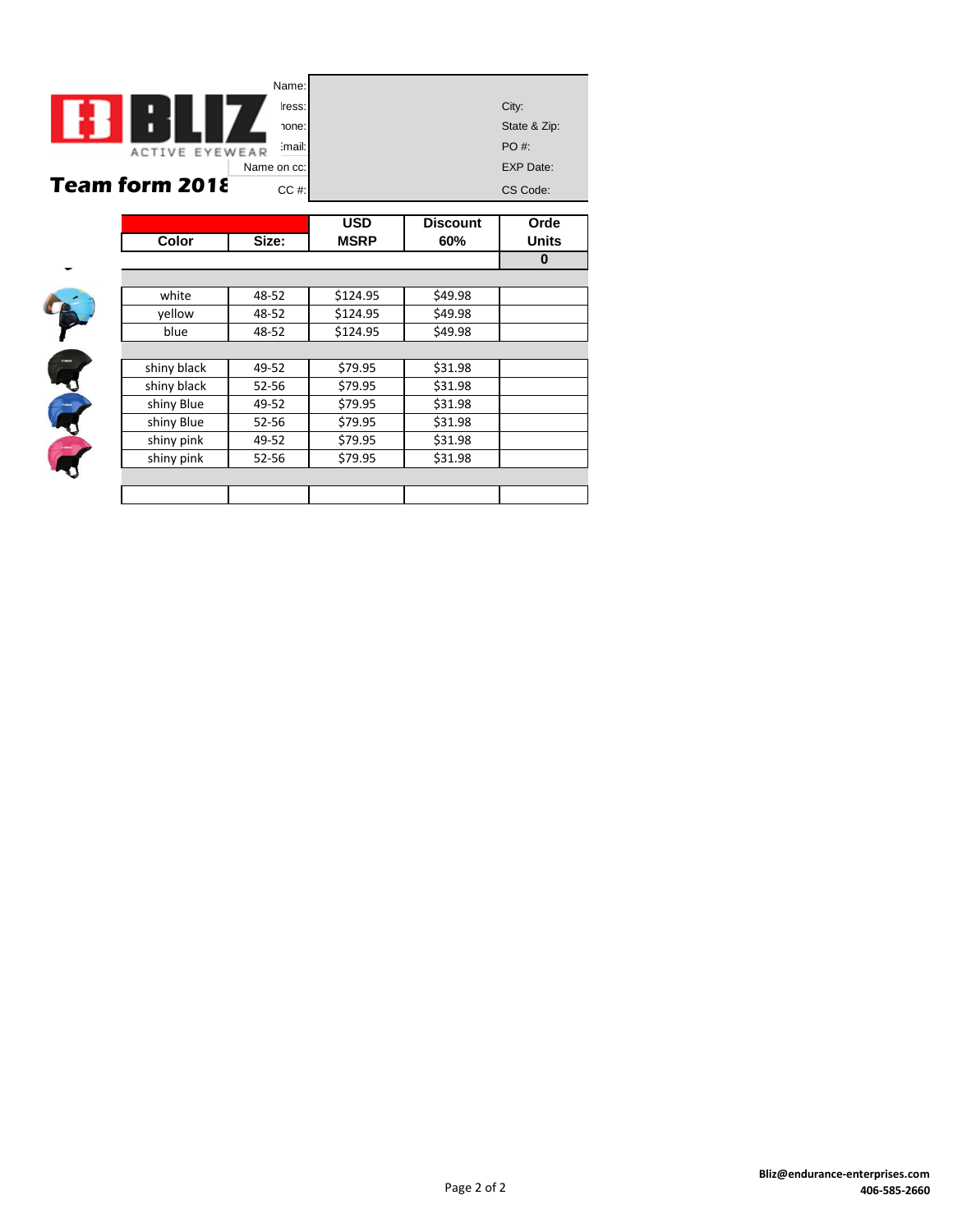BLIZ ACTIVE EYEWEAR

# Team form 2018

| | | | |
|---|---|---|---|
| Name: | | | |
| lress: | | City: | |
| ıone: | | State & Zip: | |
| :mail: | | PO #: | |
| Name on cc: | | EXP Date: | |
| CC #: | | CS Code: | |

| Color | Size: | USD MSRP | Discount 60% | Orde Units |
|---|---|---|---|---|
| | | | | 0 |
| white | 48-52 | $124.95 | $49.98 | |
| yellow | 48-52 | $124.95 | $49.98 | |
| blue | 48-52 | $124.95 | $49.98 | |
| shiny black | 49-52 | $79.95 | $31.98 | |
| shiny black | 52-56 | $79.95 | $31.98 | |
| shiny Blue | 49-52 | $79.95 | $31.98 | |
| shiny Blue | 52-56 | $79.95 | $31.98 | |
| shiny pink | 49-52 | $79.95 | $31.98 | |
| shiny pink | 52-56 | $79.95 | $31.98 | |
| | | | | |

**Bliz@endurance-enterprises.com**
**406-585-2660**